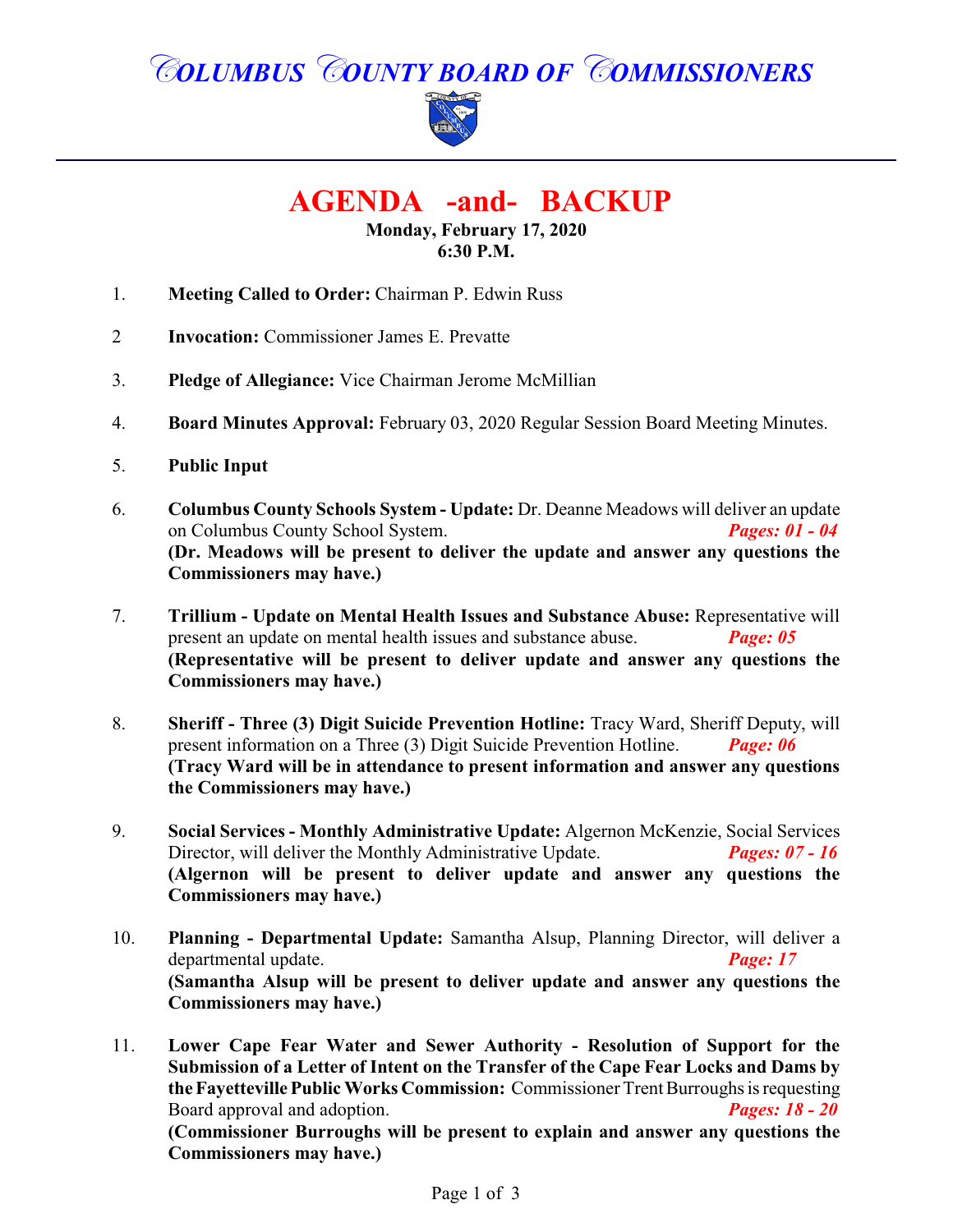# COLUMBUS COUNTY BOARD OF COMMISSIONERS

## AGENDA -and- BACKUP

**Monday, February 17, 2020**
**6:30 P.M.**

1. **Meeting Called to Order:** Chairman P. Edwin Russ

2. **Invocation:** Commissioner James E. Prevatte

3. **Pledge of Allegiance:** Vice Chairman Jerome McMillian

4. **Board Minutes Approval:** February 03, 2020 Regular Session Board Meeting Minutes.

5. **Public Input**

6. **Columbus County Schools System - Update:** Dr. Deanne Meadows will deliver an update on Columbus County School System. ***Pages: 01 - 04***
   **(Dr. Meadows will be present to deliver the update and answer any questions the Commissioners may have.)**

7. **Trillium - Update on Mental Health Issues and Substance Abuse:** Representative will present an update on mental health issues and substance abuse. ***Page: 05***
   **(Representative will be present to deliver update and answer any questions the Commissioners may have.)**

8. **Sheriff - Three (3) Digit Suicide Prevention Hotline:** Tracy Ward, Sheriff Deputy, will present information on a Three (3) Digit Suicide Prevention Hotline. ***Page: 06***
   **(Tracy Ward will be in attendance to present information and answer any questions the Commissioners may have.)**

9. **Social Services - Monthly Administrative Update:** Algernon McKenzie, Social Services Director, will deliver the Monthly Administrative Update. ***Pages: 07 - 16***
   **(Algernon will be present to deliver update and answer any questions the Commissioners may have.)**

10. **Planning - Departmental Update:** Samantha Alsup, Planning Director, will deliver a departmental update. ***Page: 17***
    **(Samantha Alsup will be present to deliver update and answer any questions the Commissioners may have.)**

11. **Lower Cape Fear Water and Sewer Authority - Resolution of Support for the Submission of a Letter of Intent on the Transfer of the Cape Fear Locks and Dams by the Fayetteville Public Works Commission:** Commissioner Trent Burroughs is requesting Board approval and adoption. ***Pages: 18 - 20***
    **(Commissioner Burroughs will be present to explain and answer any questions the Commissioners may have.)**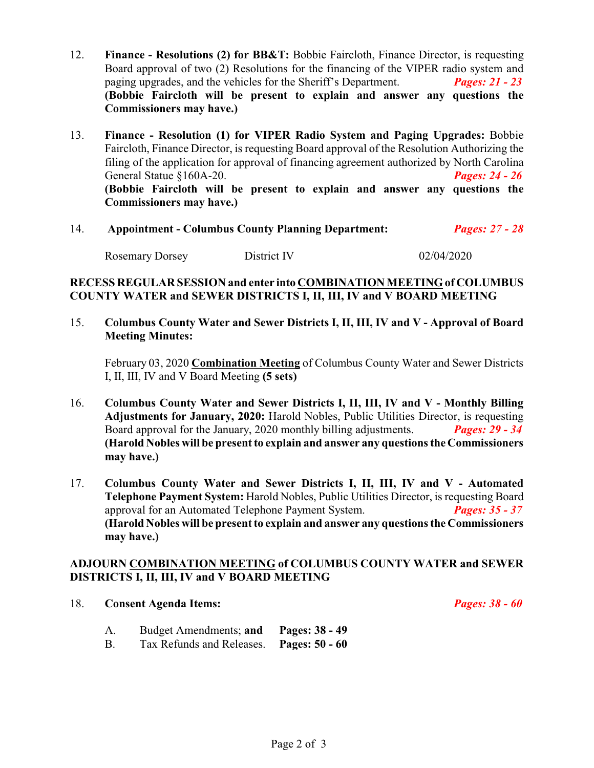12. **Finance - Resolutions (2) for BB&T:** Bobbie Faircloth, Finance Director, is requesting Board approval of two (2) Resolutions for the financing of the VIPER radio system and paging upgrades, and the vehicles for the Sheriff's Department. ***Pages: 21 - 23***
**(Bobbie Faircloth will be present to explain and answer any questions the Commissioners may have.)**

13. **Finance - Resolution (1) for VIPER Radio System and Paging Upgrades:** Bobbie Faircloth, Finance Director, is requesting Board approval of the Resolution Authorizing the filing of the application for approval of financing agreement authorized by North Carolina General Statue §160A-20. ***Pages: 24 - 26***
**(Bobbie Faircloth will be present to explain and answer any questions the Commissioners may have.)**

14. **Appointment - Columbus County Planning Department:** ***Pages: 27 - 28***

| Rosemary Dorsey | District IV | 02/04/2020 |
|---|---|---|

**RECESS REGULAR SESSION and enter into COMBINATION MEETING of COLUMBUS COUNTY WATER and SEWER DISTRICTS I, II, III, IV and V BOARD MEETING**

15. **Columbus County Water and Sewer Districts I, II, III, IV and V - Approval of Board Meeting Minutes:**

    February 03, 2020 **Combination Meeting** of Columbus County Water and Sewer Districts I, II, III, IV and V Board Meeting **(5 sets)**

16. **Columbus County Water and Sewer Districts I, II, III, IV and V - Monthly Billing Adjustments for January, 2020:** Harold Nobles, Public Utilities Director, is requesting Board approval for the January, 2020 monthly billing adjustments. ***Pages: 29 - 34***
**(Harold Nobles will be present to explain and answer any questions the Commissioners may have.)**

17. **Columbus County Water and Sewer Districts I, II, III, IV and V - Automated Telephone Payment System:** Harold Nobles, Public Utilities Director, is requesting Board approval for an Automated Telephone Payment System. ***Pages: 35 - 37***
**(Harold Nobles will be present to explain and answer any questions the Commissioners may have.)**

**ADJOURN COMBINATION MEETING of COLUMBUS COUNTY WATER and SEWER DISTRICTS I, II, III, IV and V BOARD MEETING**

18. **Consent Agenda Items:** ***Pages: 38 - 60***

    A. Budget Amendments; **and** **Pages: 38 - 49**
    B. Tax Refunds and Releases. **Pages: 50 - 60**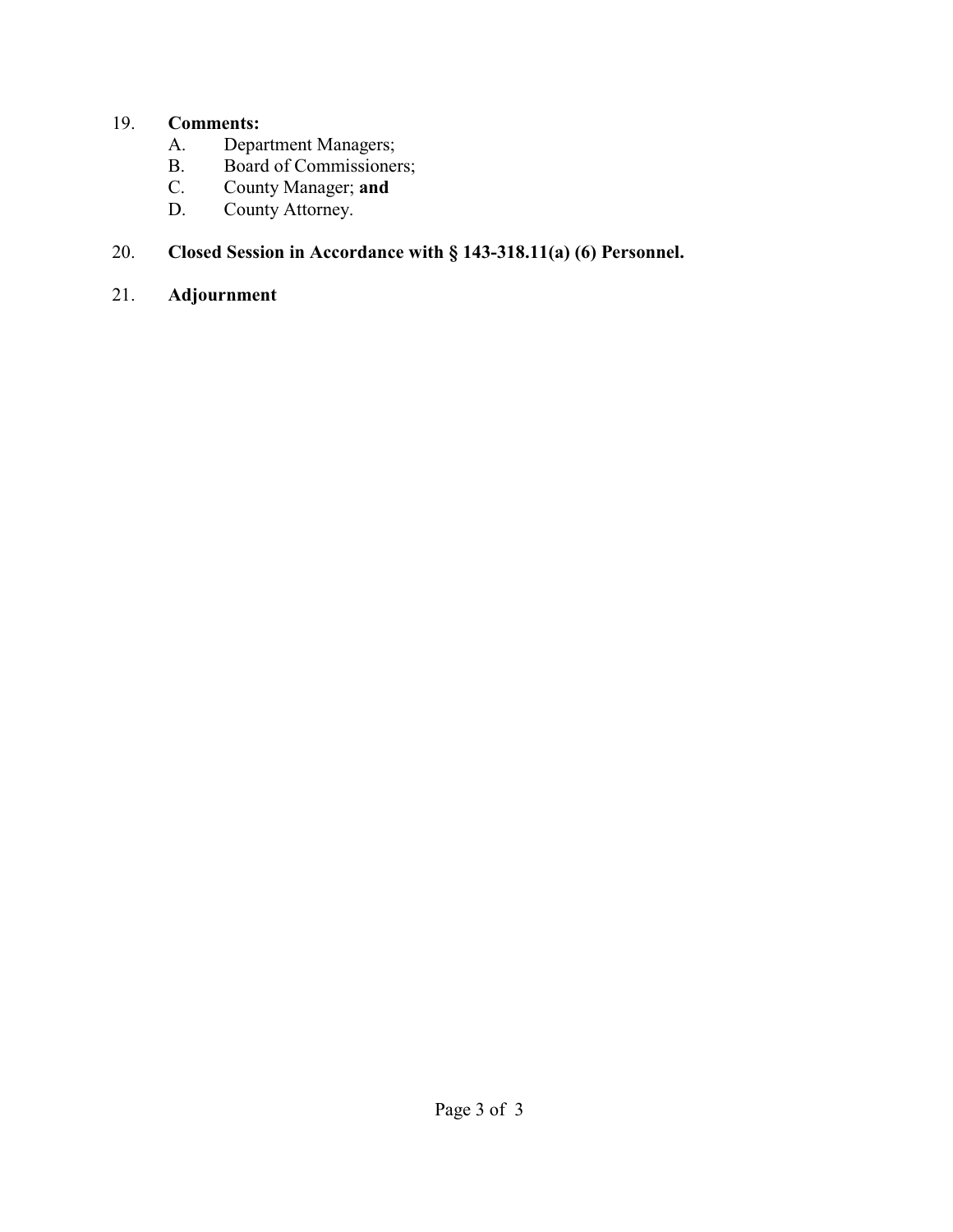19. **Comments:**
    - A. Department Managers;
    - B. Board of Commissioners;
    - C. County Manager; **and**
    - D. County Attorney.

20. **Closed Session in Accordance with § 143-318.11(a) (6) Personnel.**

21. **Adjournment**